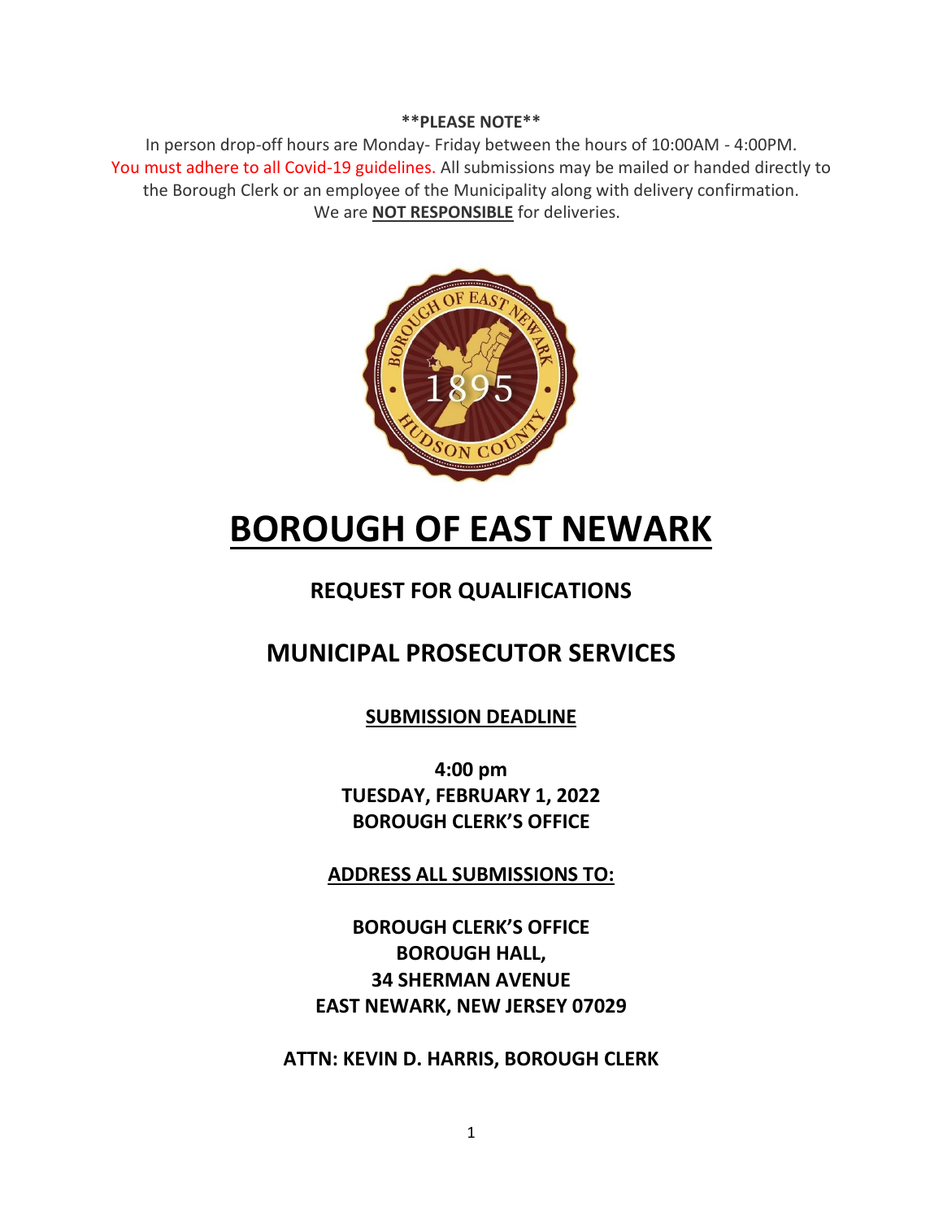**\*\*PLEASE NOTE\*\***

In person drop-off hours are Monday- Friday between the hours of 10:00AM - 4:00PM. You must adhere to all Covid-19 guidelines. All submissions may be mailed or handed directly to the Borough Clerk or an employee of the Municipality along with delivery confirmation. We are **NOT RESPONSIBLE** for deliveries.

# BOROUGH OF EAST NEWARK

## REQUEST FOR QUALIFICATIONS

## MUNICIPAL PROSECUTOR SERVICES

**SUBMISSION DEADLINE**

**4:00 pm**
**TUESDAY, FEBRUARY 1, 2022**
**BOROUGH CLERK'S OFFICE**

**ADDRESS ALL SUBMISSIONS TO:**

**BOROUGH CLERK'S OFFICE**
**BOROUGH HALL,**
**34 SHERMAN AVENUE**
**EAST NEWARK, NEW JERSEY 07029**

**ATTN: KEVIN D. HARRIS, BOROUGH CLERK**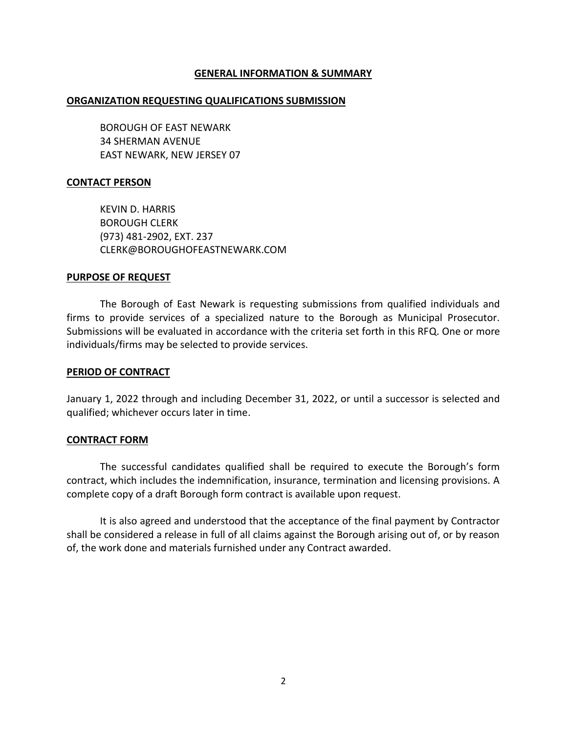## GENERAL INFORMATION & SUMMARY

### ORGANIZATION REQUESTING QUALIFICATIONS SUBMISSION

BOROUGH OF EAST NEWARK
34 SHERMAN AVENUE
EAST NEWARK, NEW JERSEY 07

### CONTACT PERSON

KEVIN D. HARRIS
BOROUGH CLERK
(973) 481-2902, EXT. 237
CLERK@BOROUGHOFEASTNEWARK.COM

### PURPOSE OF REQUEST

The Borough of East Newark is requesting submissions from qualified individuals and firms to provide services of a specialized nature to the Borough as Municipal Prosecutor. Submissions will be evaluated in accordance with the criteria set forth in this RFQ. One or more individuals/firms may be selected to provide services.

### PERIOD OF CONTRACT

January 1, 2022 through and including December 31, 2022, or until a successor is selected and qualified; whichever occurs later in time.

### CONTRACT FORM

The successful candidates qualified shall be required to execute the Borough's form contract, which includes the indemnification, insurance, termination and licensing provisions. A complete copy of a draft Borough form contract is available upon request.

It is also agreed and understood that the acceptance of the final payment by Contractor shall be considered a release in full of all claims against the Borough arising out of, or by reason of, the work done and materials furnished under any Contract awarded.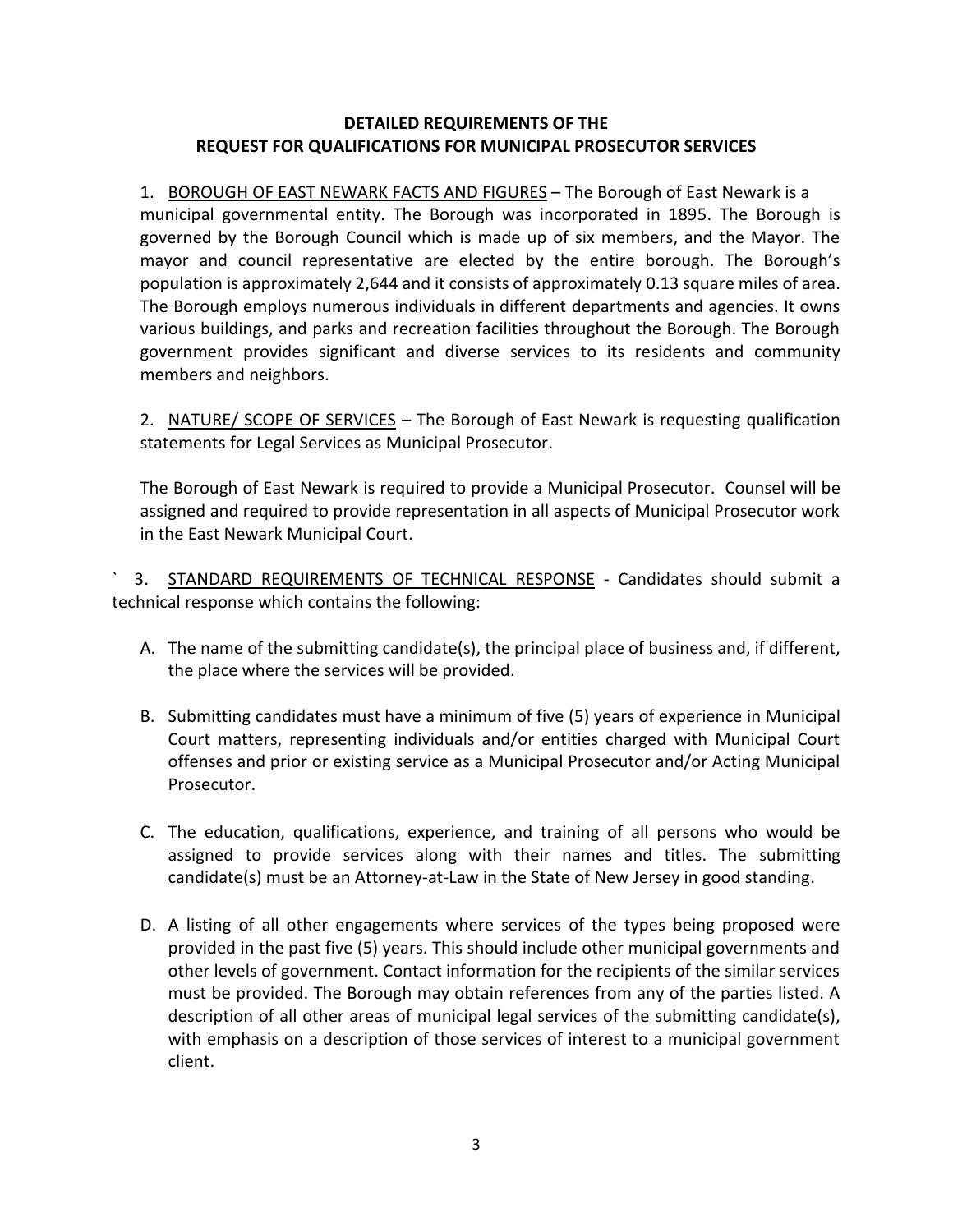**DETAILED REQUIREMENTS OF THE**
**REQUEST FOR QUALIFICATIONS FOR MUNICIPAL PROSECUTOR SERVICES**

1. BOROUGH OF EAST NEWARK FACTS AND FIGURES – The Borough of East Newark is a municipal governmental entity. The Borough was incorporated in 1895. The Borough is governed by the Borough Council which is made up of six members, and the Mayor. The mayor and council representative are elected by the entire borough. The Borough's population is approximately 2,644 and it consists of approximately 0.13 square miles of area. The Borough employs numerous individuals in different departments and agencies. It owns various buildings, and parks and recreation facilities throughout the Borough. The Borough government provides significant and diverse services to its residents and community members and neighbors.

2. NATURE/ SCOPE OF SERVICES – The Borough of East Newark is requesting qualification statements for Legal Services as Municipal Prosecutor.

   The Borough of East Newark is required to provide a Municipal Prosecutor. Counsel will be assigned and required to provide representation in all aspects of Municipal Prosecutor work in the East Newark Municipal Court.

` 3. STANDARD REQUIREMENTS OF TECHNICAL RESPONSE - Candidates should submit a technical response which contains the following:

   A. The name of the submitting candidate(s), the principal place of business and, if different, the place where the services will be provided.

   B. Submitting candidates must have a minimum of five (5) years of experience in Municipal Court matters, representing individuals and/or entities charged with Municipal Court offenses and prior or existing service as a Municipal Prosecutor and/or Acting Municipal Prosecutor.

   C. The education, qualifications, experience, and training of all persons who would be assigned to provide services along with their names and titles. The submitting candidate(s) must be an Attorney-at-Law in the State of New Jersey in good standing.

   D. A listing of all other engagements where services of the types being proposed were provided in the past five (5) years. This should include other municipal governments and other levels of government. Contact information for the recipients of the similar services must be provided. The Borough may obtain references from any of the parties listed. A description of all other areas of municipal legal services of the submitting candidate(s), with emphasis on a description of those services of interest to a municipal government client.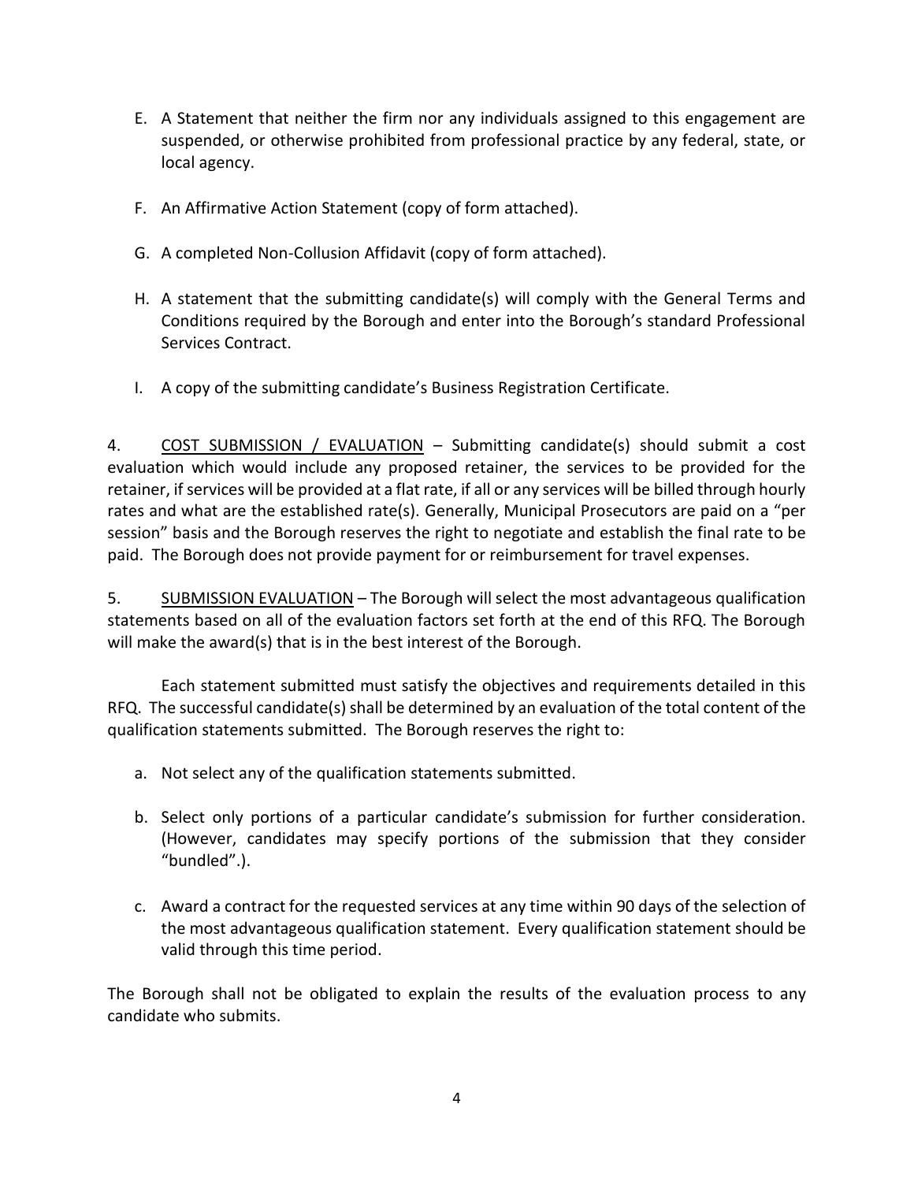E. A Statement that neither the firm nor any individuals assigned to this engagement are suspended, or otherwise prohibited from professional practice by any federal, state, or local agency.

F. An Affirmative Action Statement (copy of form attached).

G. A completed Non-Collusion Affidavit (copy of form attached).

H. A statement that the submitting candidate(s) will comply with the General Terms and Conditions required by the Borough and enter into the Borough's standard Professional Services Contract.

I. A copy of the submitting candidate's Business Registration Certificate.

4. <u>COST SUBMISSION / EVALUATION</u> – Submitting candidate(s) should submit a cost evaluation which would include any proposed retainer, the services to be provided for the retainer, if services will be provided at a flat rate, if all or any services will be billed through hourly rates and what are the established rate(s). Generally, Municipal Prosecutors are paid on a "per session" basis and the Borough reserves the right to negotiate and establish the final rate to be paid. The Borough does not provide payment for or reimbursement for travel expenses.

5. <u>SUBMISSION EVALUATION</u> – The Borough will select the most advantageous qualification statements based on all of the evaluation factors set forth at the end of this RFQ. The Borough will make the award(s) that is in the best interest of the Borough.

Each statement submitted must satisfy the objectives and requirements detailed in this RFQ. The successful candidate(s) shall be determined by an evaluation of the total content of the qualification statements submitted. The Borough reserves the right to:

a. Not select any of the qualification statements submitted.

b. Select only portions of a particular candidate's submission for further consideration. (However, candidates may specify portions of the submission that they consider "bundled".).

c. Award a contract for the requested services at any time within 90 days of the selection of the most advantageous qualification statement. Every qualification statement should be valid through this time period.

The Borough shall not be obligated to explain the results of the evaluation process to any candidate who submits.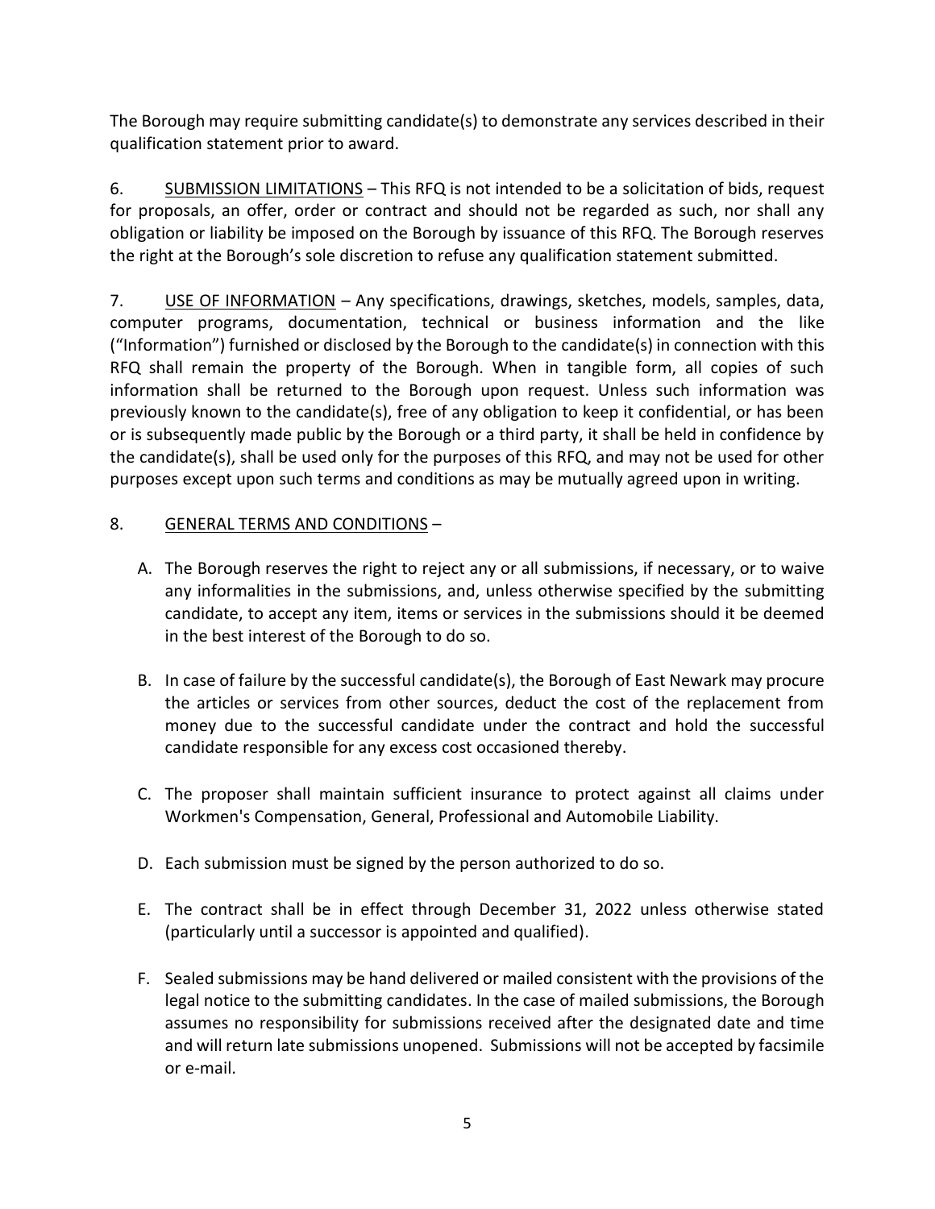The Borough may require submitting candidate(s) to demonstrate any services described in their qualification statement prior to award.

6. <u>SUBMISSION LIMITATIONS</u> – This RFQ is not intended to be a solicitation of bids, request for proposals, an offer, order or contract and should not be regarded as such, nor shall any obligation or liability be imposed on the Borough by issuance of this RFQ. The Borough reserves the right at the Borough's sole discretion to refuse any qualification statement submitted.

7. <u>USE OF INFORMATION</u> – Any specifications, drawings, sketches, models, samples, data, computer programs, documentation, technical or business information and the like ("Information") furnished or disclosed by the Borough to the candidate(s) in connection with this RFQ shall remain the property of the Borough. When in tangible form, all copies of such information shall be returned to the Borough upon request. Unless such information was previously known to the candidate(s), free of any obligation to keep it confidential, or has been or is subsequently made public by the Borough or a third party, it shall be held in confidence by the candidate(s), shall be used only for the purposes of this RFQ, and may not be used for other purposes except upon such terms and conditions as may be mutually agreed upon in writing.

8. <u>GENERAL TERMS AND CONDITIONS</u> –

A. The Borough reserves the right to reject any or all submissions, if necessary, or to waive any informalities in the submissions, and, unless otherwise specified by the submitting candidate, to accept any item, items or services in the submissions should it be deemed in the best interest of the Borough to do so.

B. In case of failure by the successful candidate(s), the Borough of East Newark may procure the articles or services from other sources, deduct the cost of the replacement from money due to the successful candidate under the contract and hold the successful candidate responsible for any excess cost occasioned thereby.

C. The proposer shall maintain sufficient insurance to protect against all claims under Workmen's Compensation, General, Professional and Automobile Liability.

D. Each submission must be signed by the person authorized to do so.

E. The contract shall be in effect through December 31, 2022 unless otherwise stated (particularly until a successor is appointed and qualified).

F. Sealed submissions may be hand delivered or mailed consistent with the provisions of the legal notice to the submitting candidates. In the case of mailed submissions, the Borough assumes no responsibility for submissions received after the designated date and time and will return late submissions unopened. Submissions will not be accepted by facsimile or e-mail.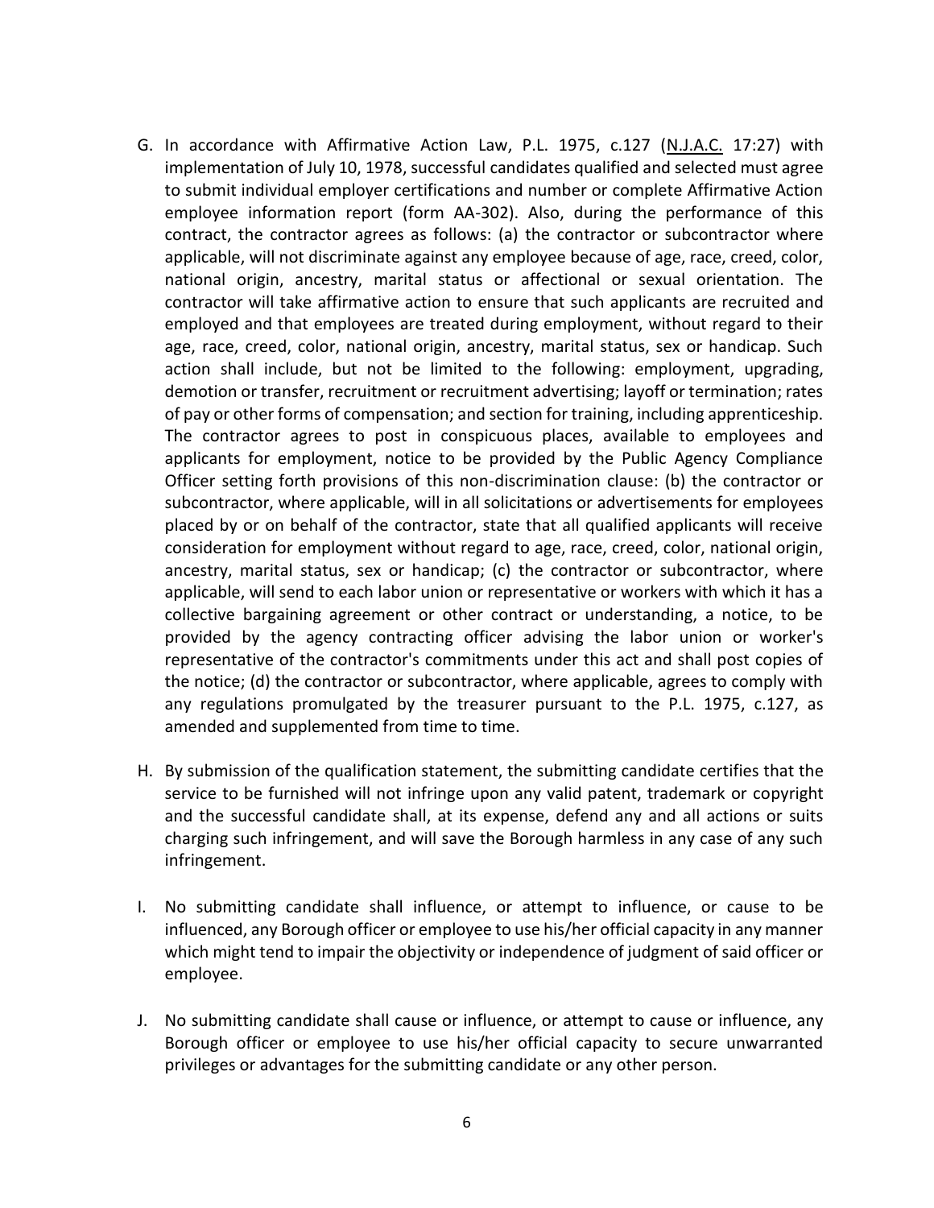G. In accordance with Affirmative Action Law, P.L. 1975, c.127 (N.J.A.C. 17:27) with implementation of July 10, 1978, successful candidates qualified and selected must agree to submit individual employer certifications and number or complete Affirmative Action employee information report (form AA-302). Also, during the performance of this contract, the contractor agrees as follows: (a) the contractor or subcontractor where applicable, will not discriminate against any employee because of age, race, creed, color, national origin, ancestry, marital status or affectional or sexual orientation. The contractor will take affirmative action to ensure that such applicants are recruited and employed and that employees are treated during employment, without regard to their age, race, creed, color, national origin, ancestry, marital status, sex or handicap. Such action shall include, but not be limited to the following: employment, upgrading, demotion or transfer, recruitment or recruitment advertising; layoff or termination; rates of pay or other forms of compensation; and section for training, including apprenticeship. The contractor agrees to post in conspicuous places, available to employees and applicants for employment, notice to be provided by the Public Agency Compliance Officer setting forth provisions of this non-discrimination clause: (b) the contractor or subcontractor, where applicable, will in all solicitations or advertisements for employees placed by or on behalf of the contractor, state that all qualified applicants will receive consideration for employment without regard to age, race, creed, color, national origin, ancestry, marital status, sex or handicap; (c) the contractor or subcontractor, where applicable, will send to each labor union or representative or workers with which it has a collective bargaining agreement or other contract or understanding, a notice, to be provided by the agency contracting officer advising the labor union or worker's representative of the contractor's commitments under this act and shall post copies of the notice; (d) the contractor or subcontractor, where applicable, agrees to comply with any regulations promulgated by the treasurer pursuant to the P.L. 1975, c.127, as amended and supplemented from time to time.

H. By submission of the qualification statement, the submitting candidate certifies that the service to be furnished will not infringe upon any valid patent, trademark or copyright and the successful candidate shall, at its expense, defend any and all actions or suits charging such infringement, and will save the Borough harmless in any case of any such infringement.

I. No submitting candidate shall influence, or attempt to influence, or cause to be influenced, any Borough officer or employee to use his/her official capacity in any manner which might tend to impair the objectivity or independence of judgment of said officer or employee.

J. No submitting candidate shall cause or influence, or attempt to cause or influence, any Borough officer or employee to use his/her official capacity to secure unwarranted privileges or advantages for the submitting candidate or any other person.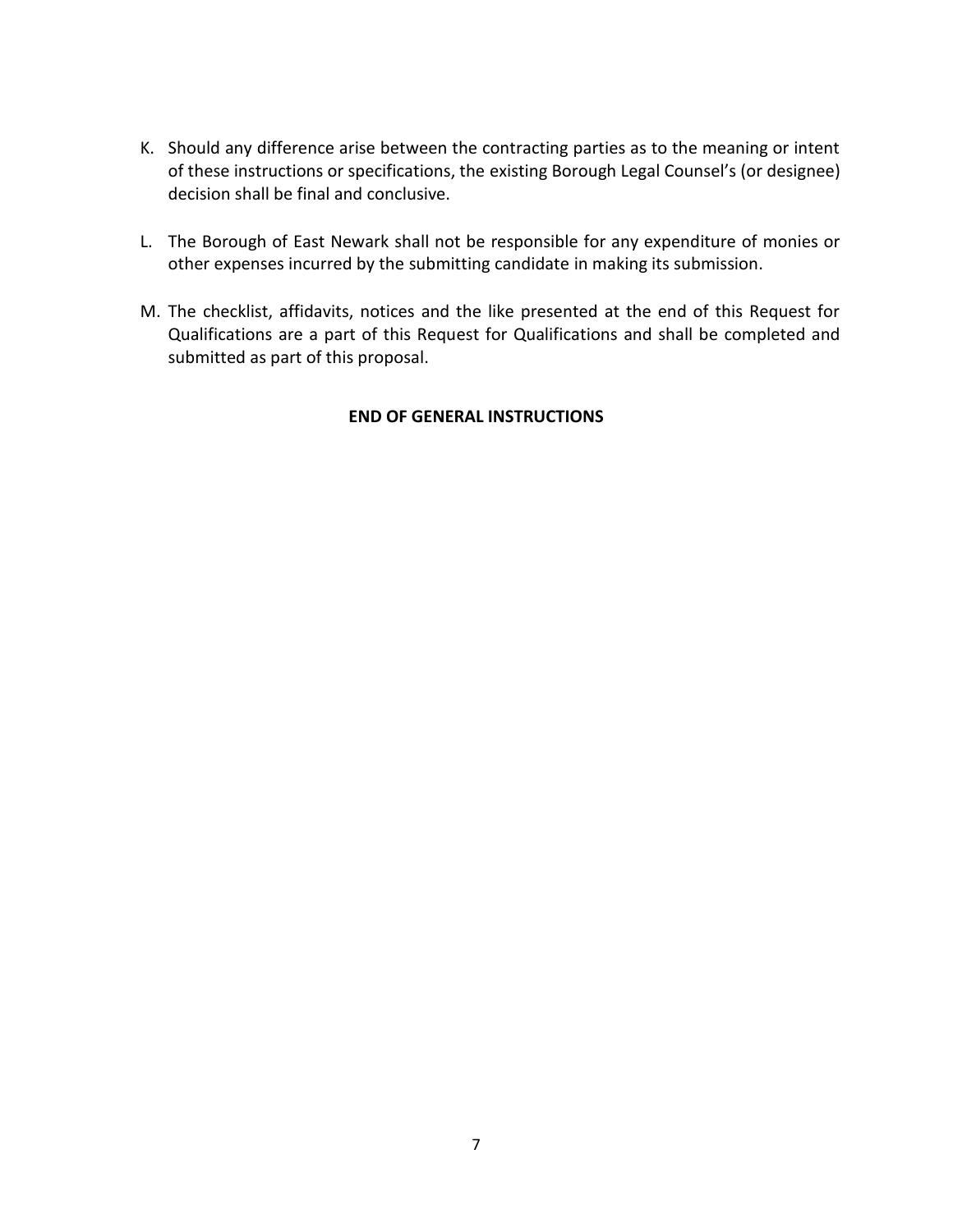K. Should any difference arise between the contracting parties as to the meaning or intent of these instructions or specifications, the existing Borough Legal Counsel's (or designee) decision shall be final and conclusive.

L. The Borough of East Newark shall not be responsible for any expenditure of monies or other expenses incurred by the submitting candidate in making its submission.

M. The checklist, affidavits, notices and the like presented at the end of this Request for Qualifications are a part of this Request for Qualifications and shall be completed and submitted as part of this proposal.

**END OF GENERAL INSTRUCTIONS**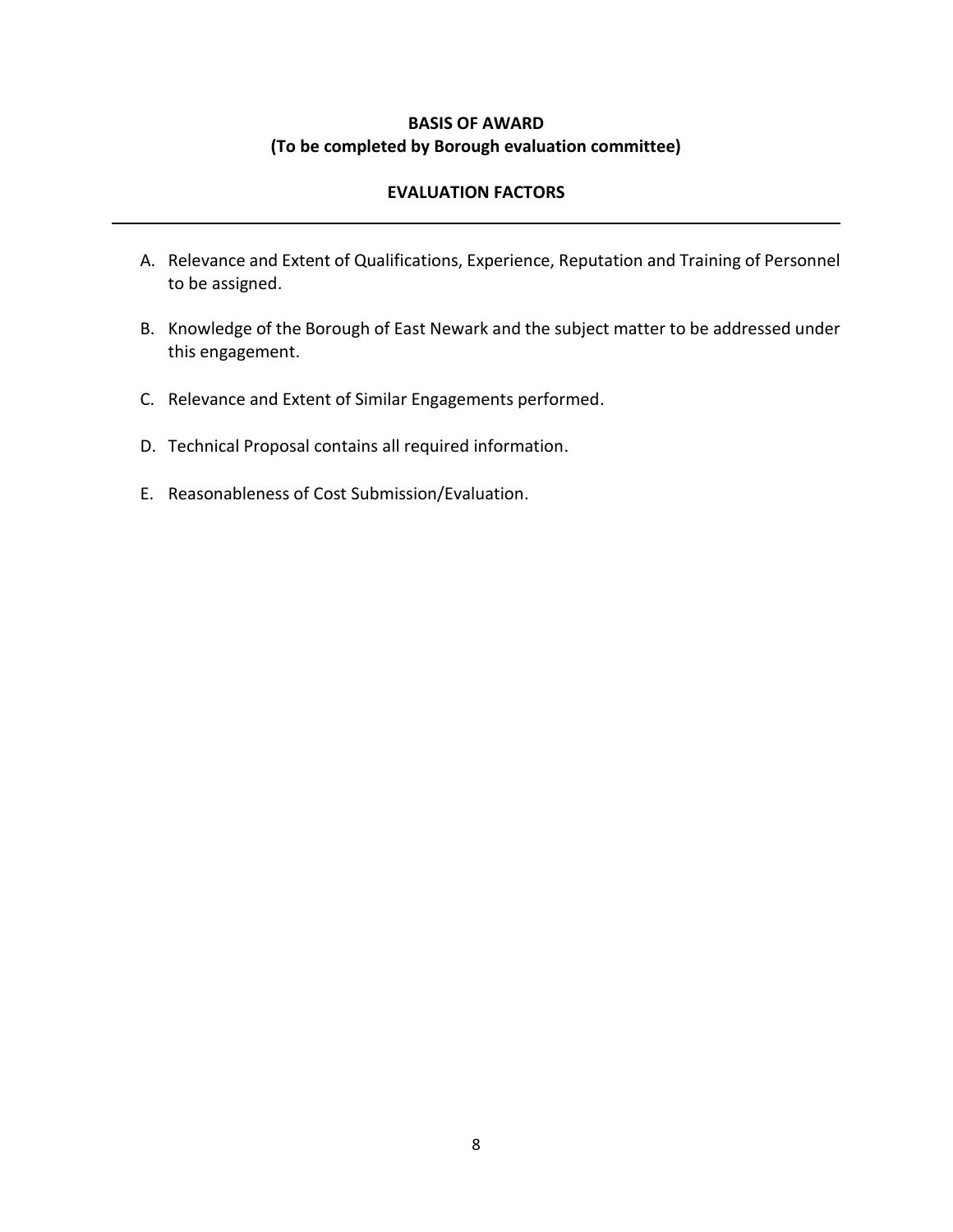## BASIS OF AWARD
**(To be completed by Borough evaluation committee)**

### EVALUATION FACTORS

---

A. Relevance and Extent of Qualifications, Experience, Reputation and Training of Personnel to be assigned.

B. Knowledge of the Borough of East Newark and the subject matter to be addressed under this engagement.

C. Relevance and Extent of Similar Engagements performed.

D. Technical Proposal contains all required information.

E. Reasonableness of Cost Submission/Evaluation.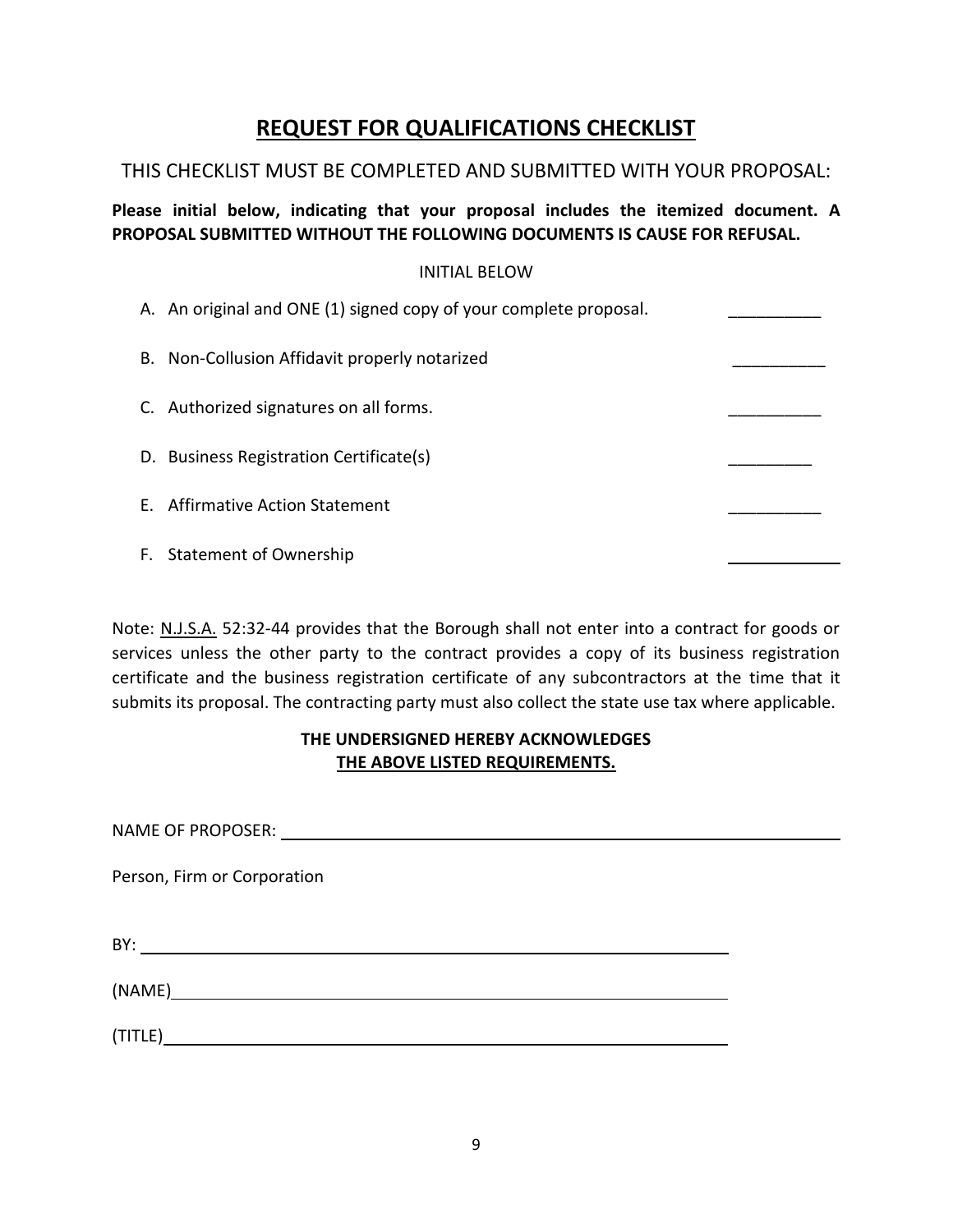# **REQUEST FOR QUALIFICATIONS CHECKLIST**

THIS CHECKLIST MUST BE COMPLETED AND SUBMITTED WITH YOUR PROPOSAL:

**Please initial below, indicating that your proposal includes the itemized document. A PROPOSAL SUBMITTED WITHOUT THE FOLLOWING DOCUMENTS IS CAUSE FOR REFUSAL.**

INITIAL BELOW

A. An original and ONE (1) signed copy of your complete proposal. __________

B. Non-Collusion Affidavit properly notarized __________

C. Authorized signatures on all forms. __________

D. Business Registration Certificate(s) _________

E. Affirmative Action Statement __________

F. Statement of Ownership ____________

Note: N.J.S.A. 52:32-44 provides that the Borough shall not enter into a contract for goods or services unless the other party to the contract provides a copy of its business registration certificate and the business registration certificate of any subcontractors at the time that it submits its proposal. The contracting party must also collect the state use tax where applicable.

**THE UNDERSIGNED HEREBY ACKNOWLEDGES**
**THE ABOVE LISTED REQUIREMENTS.**

NAME OF PROPOSER: ____________________________________________

Person, Firm or Corporation

BY: ____________________________________________

(NAME) ____________________________________________

(TITLE) ____________________________________________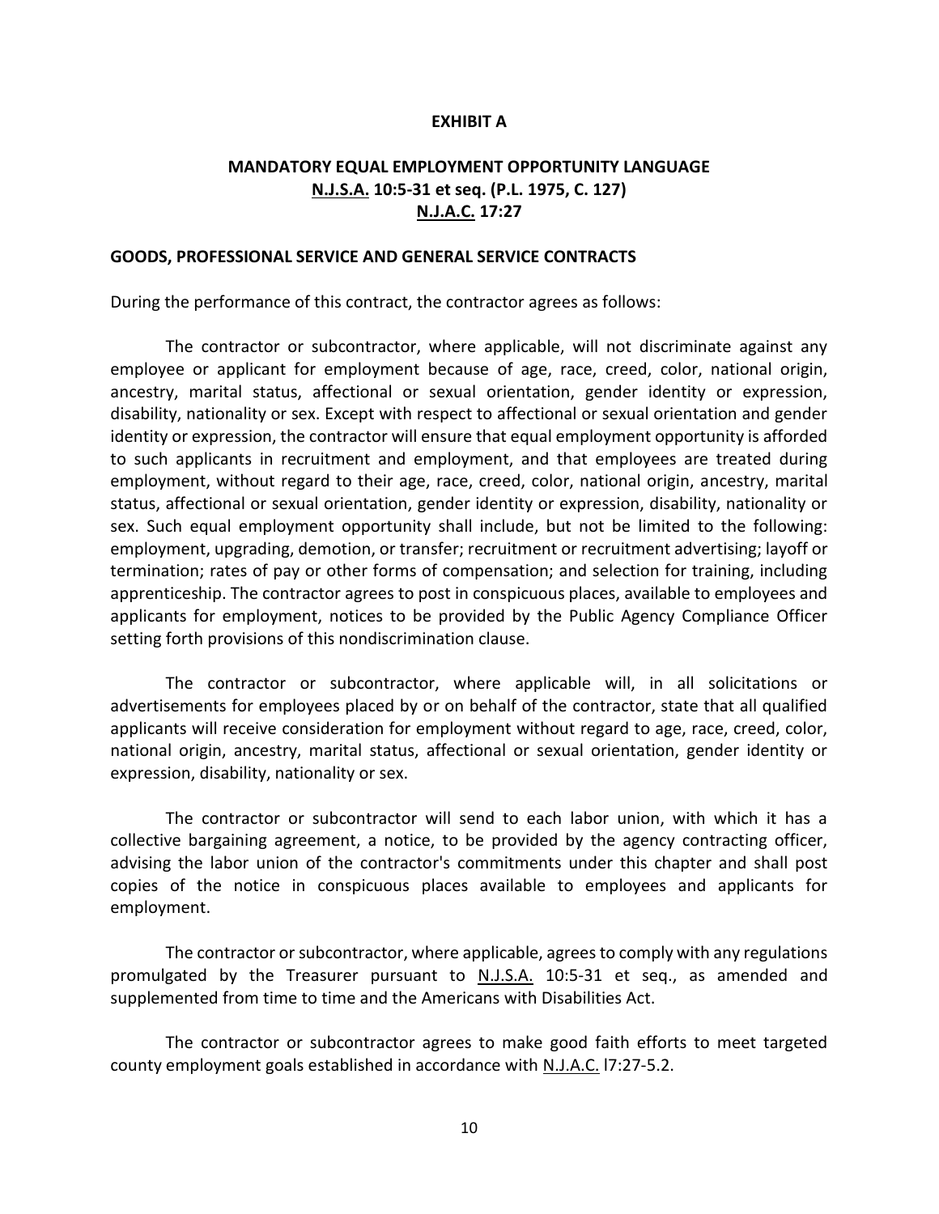# EXHIBIT A

## MANDATORY EQUAL EMPLOYMENT OPPORTUNITY LANGUAGE
## N.J.S.A. 10:5-31 et seq. (P.L. 1975, C. 127)
## N.J.A.C. 17:27

### GOODS, PROFESSIONAL SERVICE AND GENERAL SERVICE CONTRACTS

During the performance of this contract, the contractor agrees as follows:

The contractor or subcontractor, where applicable, will not discriminate against any employee or applicant for employment because of age, race, creed, color, national origin, ancestry, marital status, affectional or sexual orientation, gender identity or expression, disability, nationality or sex. Except with respect to affectional or sexual orientation and gender identity or expression, the contractor will ensure that equal employment opportunity is afforded to such applicants in recruitment and employment, and that employees are treated during employment, without regard to their age, race, creed, color, national origin, ancestry, marital status, affectional or sexual orientation, gender identity or expression, disability, nationality or sex. Such equal employment opportunity shall include, but not be limited to the following: employment, upgrading, demotion, or transfer; recruitment or recruitment advertising; layoff or termination; rates of pay or other forms of compensation; and selection for training, including apprenticeship. The contractor agrees to post in conspicuous places, available to employees and applicants for employment, notices to be provided by the Public Agency Compliance Officer setting forth provisions of this nondiscrimination clause.

The contractor or subcontractor, where applicable will, in all solicitations or advertisements for employees placed by or on behalf of the contractor, state that all qualified applicants will receive consideration for employment without regard to age, race, creed, color, national origin, ancestry, marital status, affectional or sexual orientation, gender identity or expression, disability, nationality or sex.

The contractor or subcontractor will send to each labor union, with which it has a collective bargaining agreement, a notice, to be provided by the agency contracting officer, advising the labor union of the contractor's commitments under this chapter and shall post copies of the notice in conspicuous places available to employees and applicants for employment.

The contractor or subcontractor, where applicable, agrees to comply with any regulations promulgated by the Treasurer pursuant to N.J.S.A. 10:5-31 et seq., as amended and supplemented from time to time and the Americans with Disabilities Act.

The contractor or subcontractor agrees to make good faith efforts to meet targeted county employment goals established in accordance with N.J.A.C. l7:27-5.2.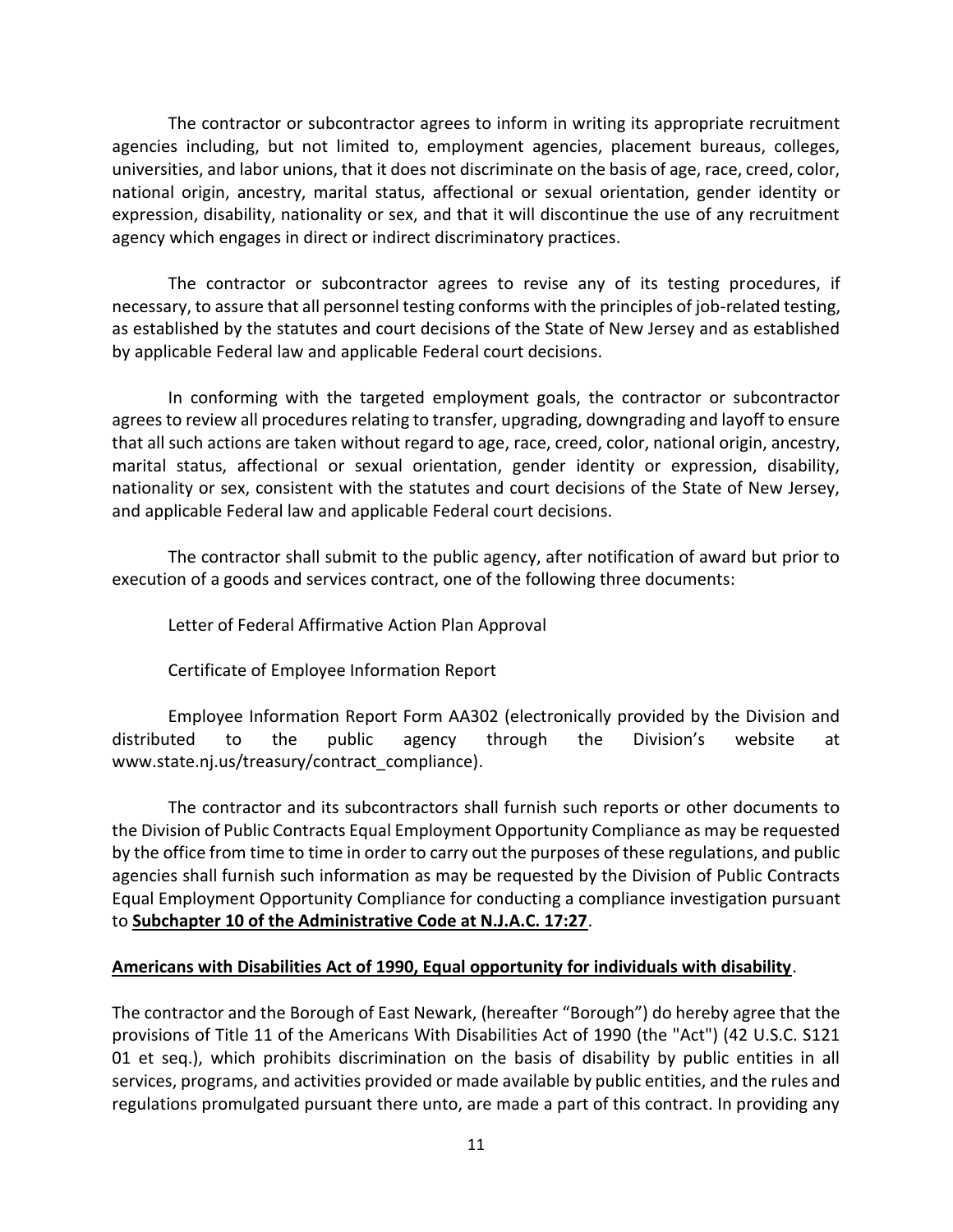The contractor or subcontractor agrees to inform in writing its appropriate recruitment agencies including, but not limited to, employment agencies, placement bureaus, colleges, universities, and labor unions, that it does not discriminate on the basis of age, race, creed, color, national origin, ancestry, marital status, affectional or sexual orientation, gender identity or expression, disability, nationality or sex, and that it will discontinue the use of any recruitment agency which engages in direct or indirect discriminatory practices.

The contractor or subcontractor agrees to revise any of its testing procedures, if necessary, to assure that all personnel testing conforms with the principles of job-related testing, as established by the statutes and court decisions of the State of New Jersey and as established by applicable Federal law and applicable Federal court decisions.

In conforming with the targeted employment goals, the contractor or subcontractor agrees to review all procedures relating to transfer, upgrading, downgrading and layoff to ensure that all such actions are taken without regard to age, race, creed, color, national origin, ancestry, marital status, affectional or sexual orientation, gender identity or expression, disability, nationality or sex, consistent with the statutes and court decisions of the State of New Jersey, and applicable Federal law and applicable Federal court decisions.

The contractor shall submit to the public agency, after notification of award but prior to execution of a goods and services contract, one of the following three documents:

Letter of Federal Affirmative Action Plan Approval

Certificate of Employee Information Report

Employee Information Report Form AA302 (electronically provided by the Division and distributed to the public agency through the Division's website at www.state.nj.us/treasury/contract_compliance).

The contractor and its subcontractors shall furnish such reports or other documents to the Division of Public Contracts Equal Employment Opportunity Compliance as may be requested by the office from time to time in order to carry out the purposes of these regulations, and public agencies shall furnish such information as may be requested by the Division of Public Contracts Equal Employment Opportunity Compliance for conducting a compliance investigation pursuant to **Subchapter 10 of the Administrative Code at N.J.A.C. 17:27**.

**Americans with Disabilities Act of 1990, Equal opportunity for individuals with disability**.

The contractor and the Borough of East Newark, (hereafter "Borough") do hereby agree that the provisions of Title 11 of the Americans With Disabilities Act of 1990 (the "Act") (42 U.S.C. S121 01 et seq.), which prohibits discrimination on the basis of disability by public entities in all services, programs, and activities provided or made available by public entities, and the rules and regulations promulgated pursuant there unto, are made a part of this contract. In providing any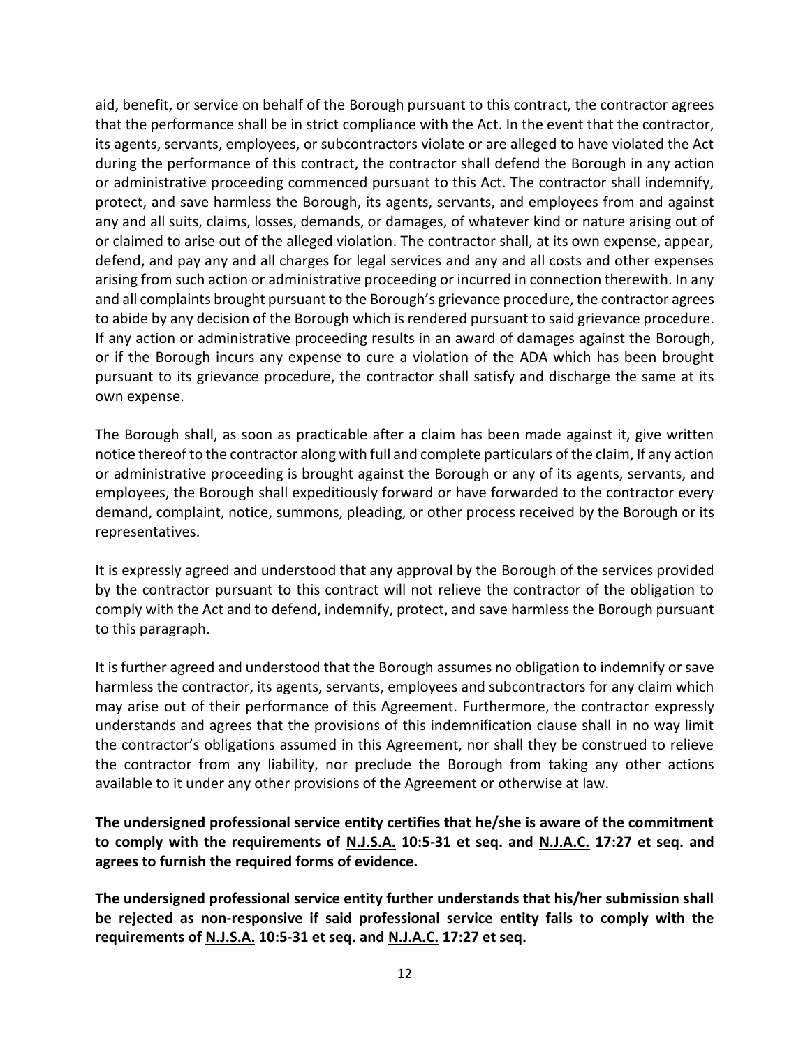aid, benefit, or service on behalf of the Borough pursuant to this contract, the contractor agrees that the performance shall be in strict compliance with the Act. In the event that the contractor, its agents, servants, employees, or subcontractors violate or are alleged to have violated the Act during the performance of this contract, the contractor shall defend the Borough in any action or administrative proceeding commenced pursuant to this Act. The contractor shall indemnify, protect, and save harmless the Borough, its agents, servants, and employees from and against any and all suits, claims, losses, demands, or damages, of whatever kind or nature arising out of or claimed to arise out of the alleged violation. The contractor shall, at its own expense, appear, defend, and pay any and all charges for legal services and any and all costs and other expenses arising from such action or administrative proceeding or incurred in connection therewith. In any and all complaints brought pursuant to the Borough's grievance procedure, the contractor agrees to abide by any decision of the Borough which is rendered pursuant to said grievance procedure. If any action or administrative proceeding results in an award of damages against the Borough, or if the Borough incurs any expense to cure a violation of the ADA which has been brought pursuant to its grievance procedure, the contractor shall satisfy and discharge the same at its own expense.

The Borough shall, as soon as practicable after a claim has been made against it, give written notice thereof to the contractor along with full and complete particulars of the claim, If any action or administrative proceeding is brought against the Borough or any of its agents, servants, and employees, the Borough shall expeditiously forward or have forwarded to the contractor every demand, complaint, notice, summons, pleading, or other process received by the Borough or its representatives.

It is expressly agreed and understood that any approval by the Borough of the services provided by the contractor pursuant to this contract will not relieve the contractor of the obligation to comply with the Act and to defend, indemnify, protect, and save harmless the Borough pursuant to this paragraph.

It is further agreed and understood that the Borough assumes no obligation to indemnify or save harmless the contractor, its agents, servants, employees and subcontractors for any claim which may arise out of their performance of this Agreement. Furthermore, the contractor expressly understands and agrees that the provisions of this indemnification clause shall in no way limit the contractor's obligations assumed in this Agreement, nor shall they be construed to relieve the contractor from any liability, nor preclude the Borough from taking any other actions available to it under any other provisions of the Agreement or otherwise at law.

**The undersigned professional service entity certifies that he/she is aware of the commitment to comply with the requirements of N.J.S.A. 10:5-31 et seq. and N.J.A.C. 17:27 et seq. and agrees to furnish the required forms of evidence.**

**The undersigned professional service entity further understands that his/her submission shall be rejected as non-responsive if said professional service entity fails to comply with the requirements of N.J.S.A. 10:5-31 et seq. and N.J.A.C. 17:27 et seq.**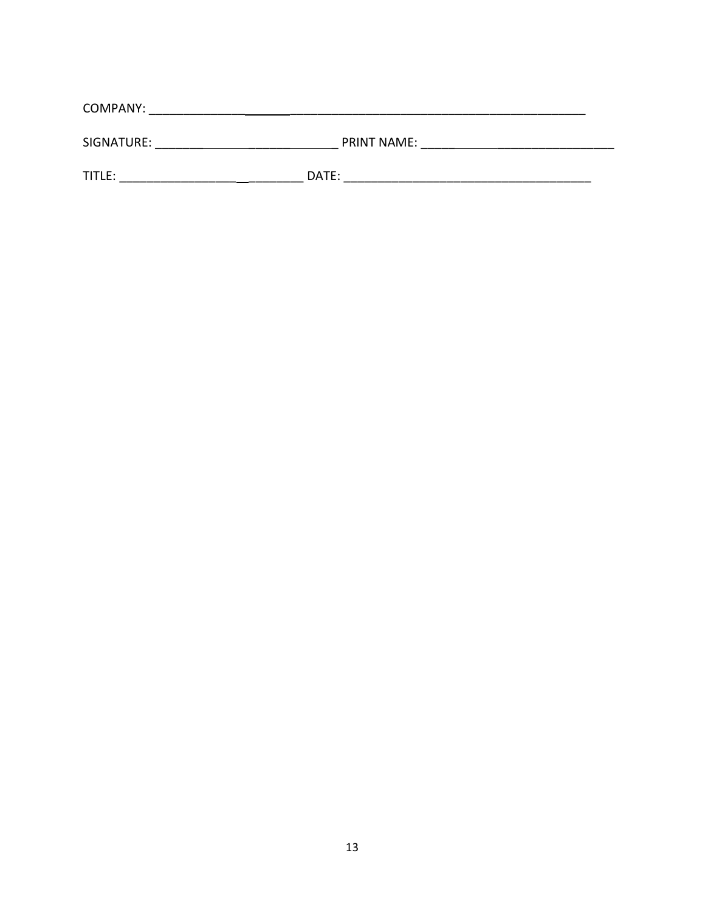COMPANY: ______________________________________________________________________

SIGNATURE: ______________________________ PRINT NAME: ______________________________

TITLE: ______________________________ DATE: ______________________________________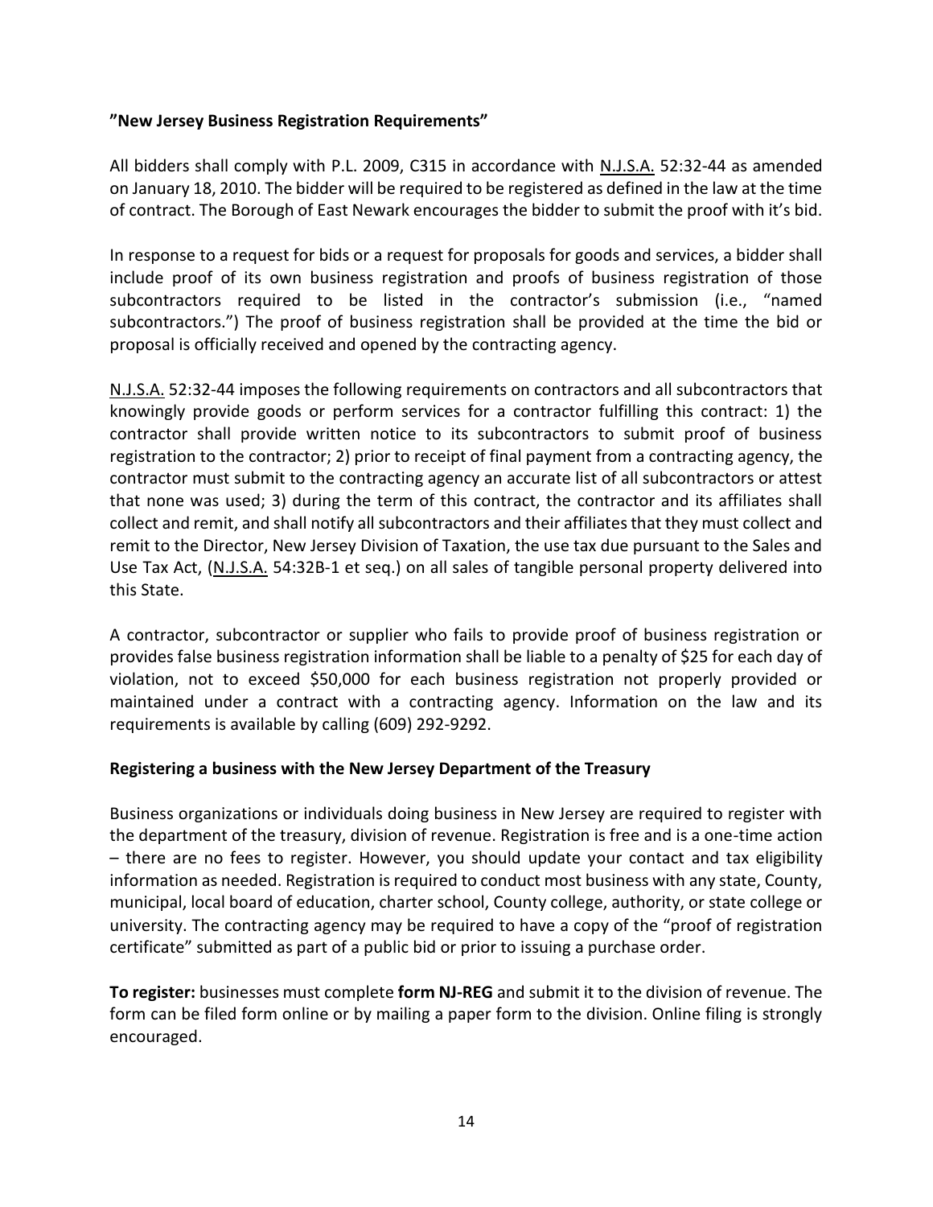**"New Jersey Business Registration Requirements"**

All bidders shall comply with P.L. 2009, C315 in accordance with N.J.S.A. 52:32-44 as amended on January 18, 2010. The bidder will be required to be registered as defined in the law at the time of contract. The Borough of East Newark encourages the bidder to submit the proof with it's bid.

In response to a request for bids or a request for proposals for goods and services, a bidder shall include proof of its own business registration and proofs of business registration of those subcontractors required to be listed in the contractor's submission (i.e., "named subcontractors.") The proof of business registration shall be provided at the time the bid or proposal is officially received and opened by the contracting agency.

N.J.S.A. 52:32-44 imposes the following requirements on contractors and all subcontractors that knowingly provide goods or perform services for a contractor fulfilling this contract: 1) the contractor shall provide written notice to its subcontractors to submit proof of business registration to the contractor; 2) prior to receipt of final payment from a contracting agency, the contractor must submit to the contracting agency an accurate list of all subcontractors or attest that none was used; 3) during the term of this contract, the contractor and its affiliates shall collect and remit, and shall notify all subcontractors and their affiliates that they must collect and remit to the Director, New Jersey Division of Taxation, the use tax due pursuant to the Sales and Use Tax Act, (N.J.S.A. 54:32B-1 et seq.) on all sales of tangible personal property delivered into this State.

A contractor, subcontractor or supplier who fails to provide proof of business registration or provides false business registration information shall be liable to a penalty of $25 for each day of violation, not to exceed $50,000 for each business registration not properly provided or maintained under a contract with a contracting agency. Information on the law and its requirements is available by calling (609) 292-9292.

**Registering a business with the New Jersey Department of the Treasury**

Business organizations or individuals doing business in New Jersey are required to register with the department of the treasury, division of revenue. Registration is free and is a one-time action – there are no fees to register. However, you should update your contact and tax eligibility information as needed. Registration is required to conduct most business with any state, County, municipal, local board of education, charter school, County college, authority, or state college or university. The contracting agency may be required to have a copy of the "proof of registration certificate" submitted as part of a public bid or prior to issuing a purchase order.

**To register:** businesses must complete **form NJ-REG** and submit it to the division of revenue. The form can be filed form online or by mailing a paper form to the division. Online filing is strongly encouraged.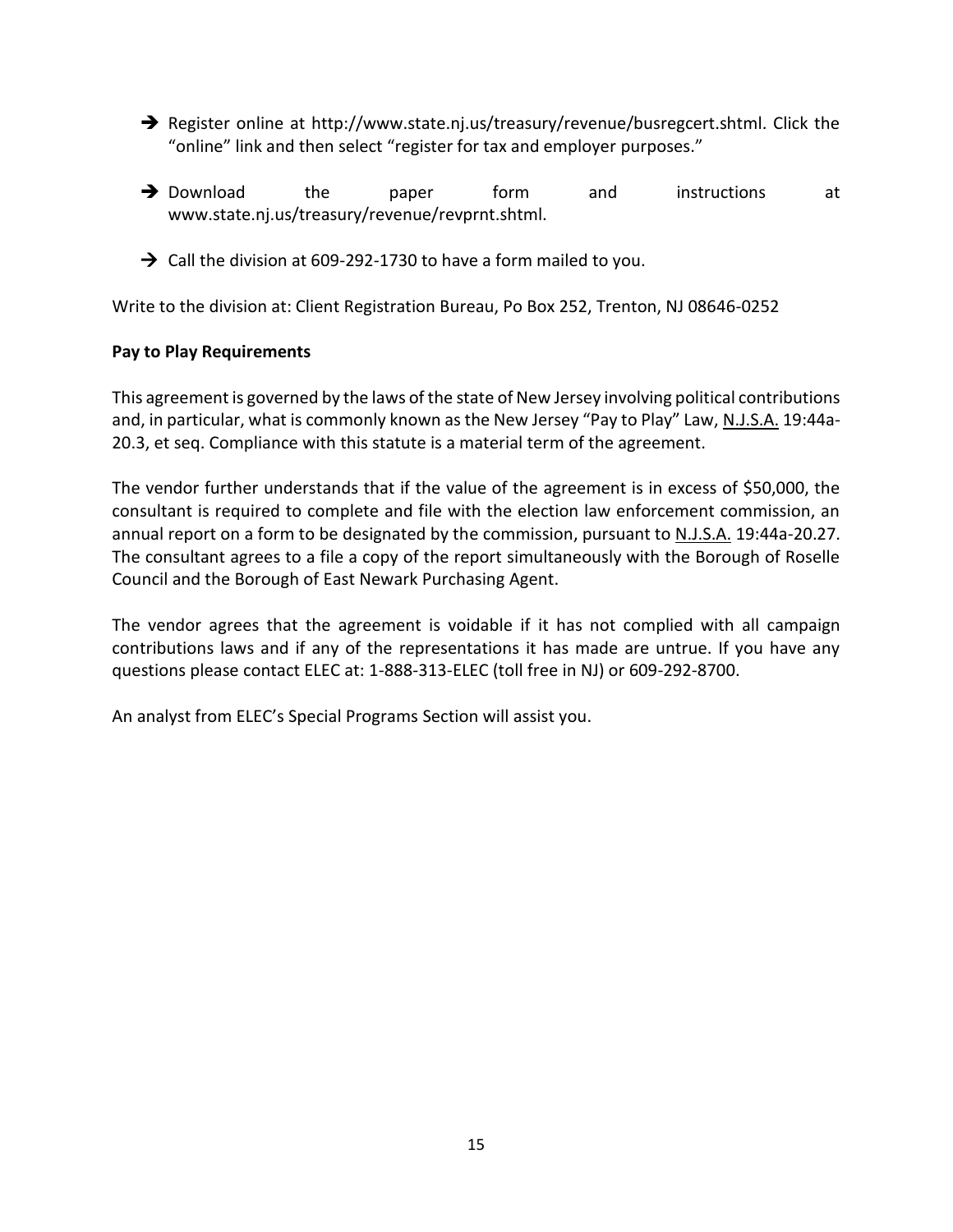- ➔ Register online at http://www.state.nj.us/treasury/revenue/busregcert.shtml. Click the "online" link and then select "register for tax and employer purposes."

- ➔ Download the paper form and instructions at www.state.nj.us/treasury/revenue/revprnt.shtml.

- ➔ Call the division at 609-292-1730 to have a form mailed to you.

Write to the division at: Client Registration Bureau, Po Box 252, Trenton, NJ 08646-0252

**Pay to Play Requirements**

This agreement is governed by the laws of the state of New Jersey involving political contributions and, in particular, what is commonly known as the New Jersey "Pay to Play" Law, N.J.S.A. 19:44a-20.3, et seq. Compliance with this statute is a material term of the agreement.

The vendor further understands that if the value of the agreement is in excess of $50,000, the consultant is required to complete and file with the election law enforcement commission, an annual report on a form to be designated by the commission, pursuant to N.J.S.A. 19:44a-20.27. The consultant agrees to a file a copy of the report simultaneously with the Borough of Roselle Council and the Borough of East Newark Purchasing Agent.

The vendor agrees that the agreement is voidable if it has not complied with all campaign contributions laws and if any of the representations it has made are untrue. If you have any questions please contact ELEC at: 1-888-313-ELEC (toll free in NJ) or 609-292-8700.

An analyst from ELEC's Special Programs Section will assist you.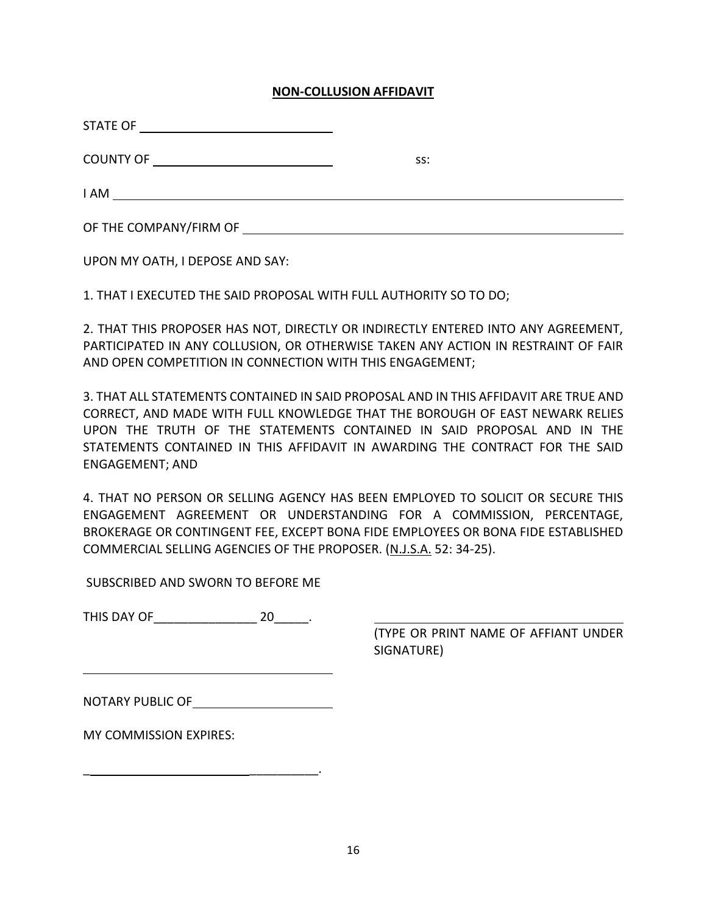**NON-COLLUSION AFFIDAVIT**

STATE OF ______________________________

COUNTY OF ____________________________ ss:

I AM _______________________________________________________________________

OF THE COMPANY/FIRM OF ____________________________________________________

UPON MY OATH, I DEPOSE AND SAY:

1. THAT I EXECUTED THE SAID PROPOSAL WITH FULL AUTHORITY SO TO DO;

2. THAT THIS PROPOSER HAS NOT, DIRECTLY OR INDIRECTLY ENTERED INTO ANY AGREEMENT, PARTICIPATED IN ANY COLLUSION, OR OTHERWISE TAKEN ANY ACTION IN RESTRAINT OF FAIR AND OPEN COMPETITION IN CONNECTION WITH THIS ENGAGEMENT;

3. THAT ALL STATEMENTS CONTAINED IN SAID PROPOSAL AND IN THIS AFFIDAVIT ARE TRUE AND CORRECT, AND MADE WITH FULL KNOWLEDGE THAT THE BOROUGH OF EAST NEWARK RELIES UPON THE TRUTH OF THE STATEMENTS CONTAINED IN SAID PROPOSAL AND IN THE STATEMENTS CONTAINED IN THIS AFFIDAVIT IN AWARDING THE CONTRACT FOR THE SAID ENGAGEMENT; AND

4. THAT NO PERSON OR SELLING AGENCY HAS BEEN EMPLOYED TO SOLICIT OR SECURE THIS ENGAGEMENT AGREEMENT OR UNDERSTANDING FOR A COMMISSION, PERCENTAGE, BROKERAGE OR CONTINGENT FEE, EXCEPT BONA FIDE EMPLOYEES OR BONA FIDE ESTABLISHED COMMERCIAL SELLING AGENCIES OF THE PROPOSER. (N.J.S.A. 52: 34-25).

SUBSCRIBED AND SWORN TO BEFORE ME

THIS DAY OF________________ 20_____.

________________________________________
(TYPE OR PRINT NAME OF AFFIANT UNDER SIGNATURE)

________________________________________

NOTARY PUBLIC OF______________________

MY COMMISSION EXPIRES:

_____________________________________.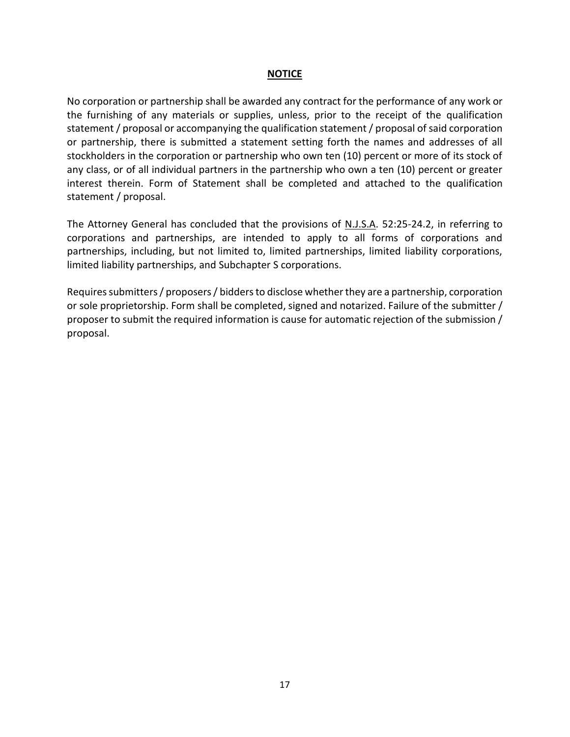**NOTICE**

No corporation or partnership shall be awarded any contract for the performance of any work or the furnishing of any materials or supplies, unless, prior to the receipt of the qualification statement / proposal or accompanying the qualification statement / proposal of said corporation or partnership, there is submitted a statement setting forth the names and addresses of all stockholders in the corporation or partnership who own ten (10) percent or more of its stock of any class, or of all individual partners in the partnership who own a ten (10) percent or greater interest therein. Form of Statement shall be completed and attached to the qualification statement / proposal.

The Attorney General has concluded that the provisions of N.J.S.A. 52:25-24.2, in referring to corporations and partnerships, are intended to apply to all forms of corporations and partnerships, including, but not limited to, limited partnerships, limited liability corporations, limited liability partnerships, and Subchapter S corporations.

Requires submitters / proposers / bidders to disclose whether they are a partnership, corporation or sole proprietorship. Form shall be completed, signed and notarized. Failure of the submitter / proposer to submit the required information is cause for automatic rejection of the submission / proposal.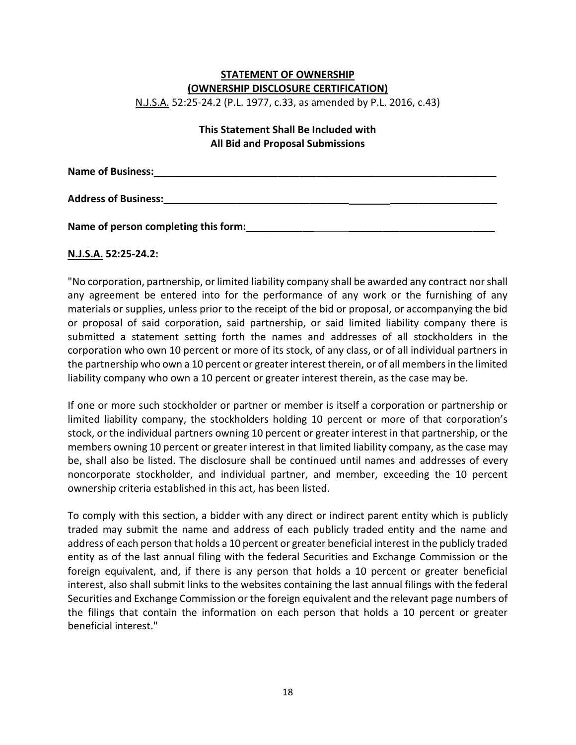**STATEMENT OF OWNERSHIP**
**(OWNERSHIP DISCLOSURE CERTIFICATION)**

N.J.S.A. 52:25-24.2 (P.L. 1977, c.33, as amended by P.L. 2016, c.43)

**This Statement Shall Be Included with**
**All Bid and Proposal Submissions**

**Name of Business:______________________________________________________________**

**Address of Business:____________________________________________________________**

**Name of person completing this form:_____________________________________________**

**N.J.S.A. 52:25-24.2:**

"No corporation, partnership, or limited liability company shall be awarded any contract nor shall any agreement be entered into for the performance of any work or the furnishing of any materials or supplies, unless prior to the receipt of the bid or proposal, or accompanying the bid or proposal of said corporation, said partnership, or said limited liability company there is submitted a statement setting forth the names and addresses of all stockholders in the corporation who own 10 percent or more of its stock, of any class, or of all individual partners in the partnership who own a 10 percent or greater interest therein, or of all members in the limited liability company who own a 10 percent or greater interest therein, as the case may be.

If one or more such stockholder or partner or member is itself a corporation or partnership or limited liability company, the stockholders holding 10 percent or more of that corporation's stock, or the individual partners owning 10 percent or greater interest in that partnership, or the members owning 10 percent or greater interest in that limited liability company, as the case may be, shall also be listed. The disclosure shall be continued until names and addresses of every noncorporate stockholder, and individual partner, and member, exceeding the 10 percent ownership criteria established in this act, has been listed.

To comply with this section, a bidder with any direct or indirect parent entity which is publicly traded may submit the name and address of each publicly traded entity and the name and address of each person that holds a 10 percent or greater beneficial interest in the publicly traded entity as of the last annual filing with the federal Securities and Exchange Commission or the foreign equivalent, and, if there is any person that holds a 10 percent or greater beneficial interest, also shall submit links to the websites containing the last annual filings with the federal Securities and Exchange Commission or the foreign equivalent and the relevant page numbers of the filings that contain the information on each person that holds a 10 percent or greater beneficial interest."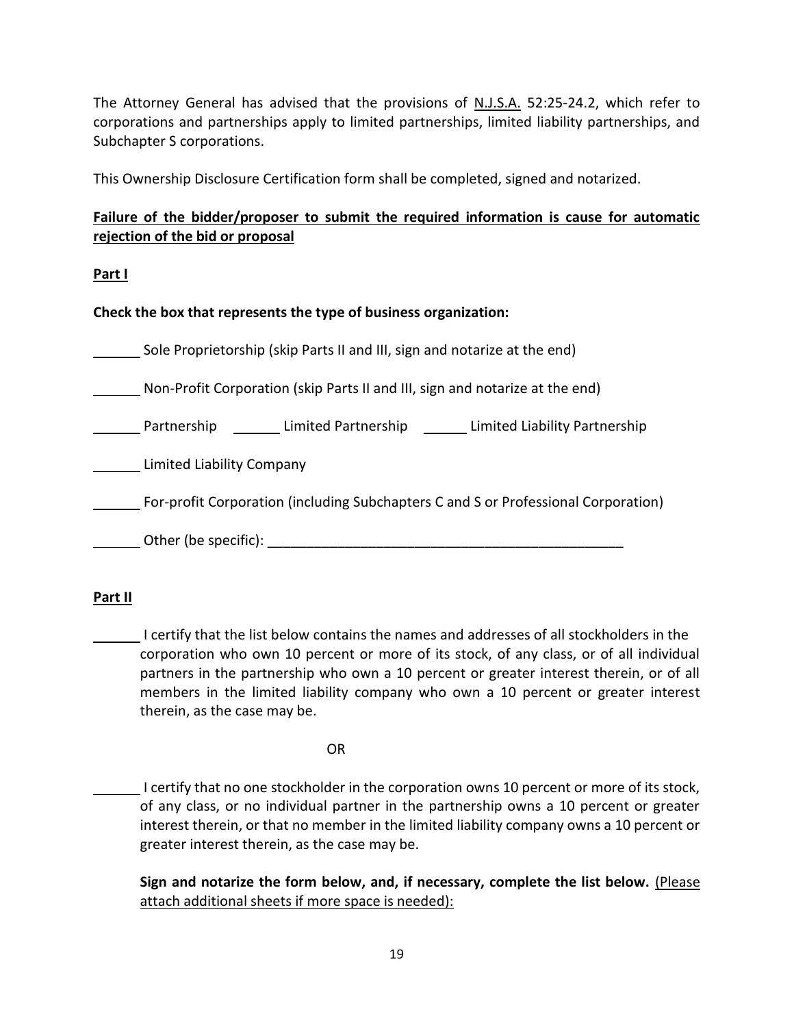The Attorney General has advised that the provisions of N.J.S.A. 52:25-24.2, which refer to corporations and partnerships apply to limited partnerships, limited liability partnerships, and Subchapter S corporations.

This Ownership Disclosure Certification form shall be completed, signed and notarized.

**Failure of the bidder/proposer to submit the required information is cause for automatic rejection of the bid or proposal**

**Part I**

**Check the box that represents the type of business organization:**

______ Sole Proprietorship (skip Parts II and III, sign and notarize at the end)

______ Non-Profit Corporation (skip Parts II and III, sign and notarize at the end)

______ Partnership ______ Limited Partnership ______ Limited Liability Partnership

______ Limited Liability Company

______ For-profit Corporation (including Subchapters C and S or Professional Corporation)

______ Other (be specific): ______________________________________________

**Part II**

______ I certify that the list below contains the names and addresses of all stockholders in the corporation who own 10 percent or more of its stock, of any class, or of all individual partners in the partnership who own a 10 percent or greater interest therein, or of all members in the limited liability company who own a 10 percent or greater interest therein, as the case may be.

OR

______ I certify that no one stockholder in the corporation owns 10 percent or more of its stock, of any class, or no individual partner in the partnership owns a 10 percent or greater interest therein, or that no member in the limited liability company owns a 10 percent or greater interest therein, as the case may be.

**Sign and notarize the form below, and, if necessary, complete the list below.** (Please attach additional sheets if more space is needed):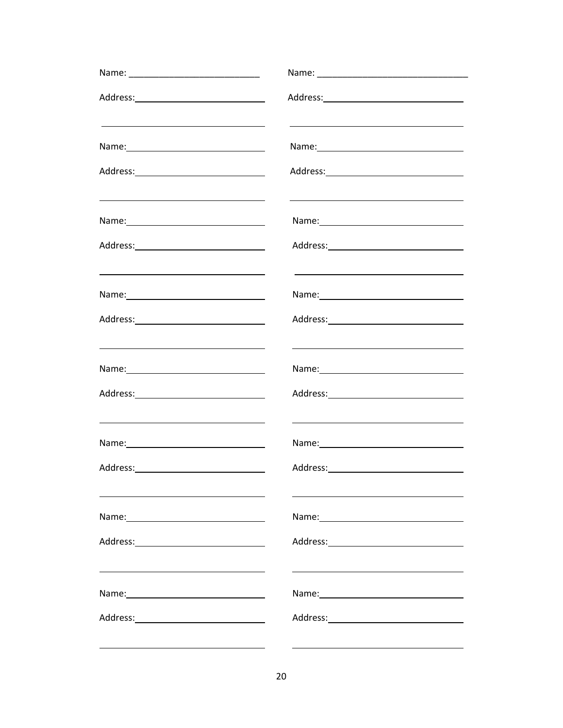Name: ___________________________

Address: ___________________________

___________________________

Name: ___________________________

Address: ___________________________

___________________________

Name: ___________________________

Address: ___________________________

___________________________

Name: ___________________________

Address: ___________________________

___________________________

Name: ___________________________

Address: ___________________________

___________________________

Name: ___________________________

Address: ___________________________

___________________________

Name: ___________________________

Address: ___________________________

___________________________

Name: ___________________________

Address: ___________________________

___________________________

Name: ___________________________

Address: ___________________________

___________________________

Name: ___________________________

Address: ___________________________

___________________________

Name: ___________________________

Address: ___________________________

___________________________

Name: ___________________________

Address: ___________________________

___________________________

Name: ___________________________

Address: ___________________________

___________________________

Name: ___________________________

Address: ___________________________

___________________________

Name: ___________________________

Address: ___________________________

___________________________

Name: ___________________________

Address: ___________________________

___________________________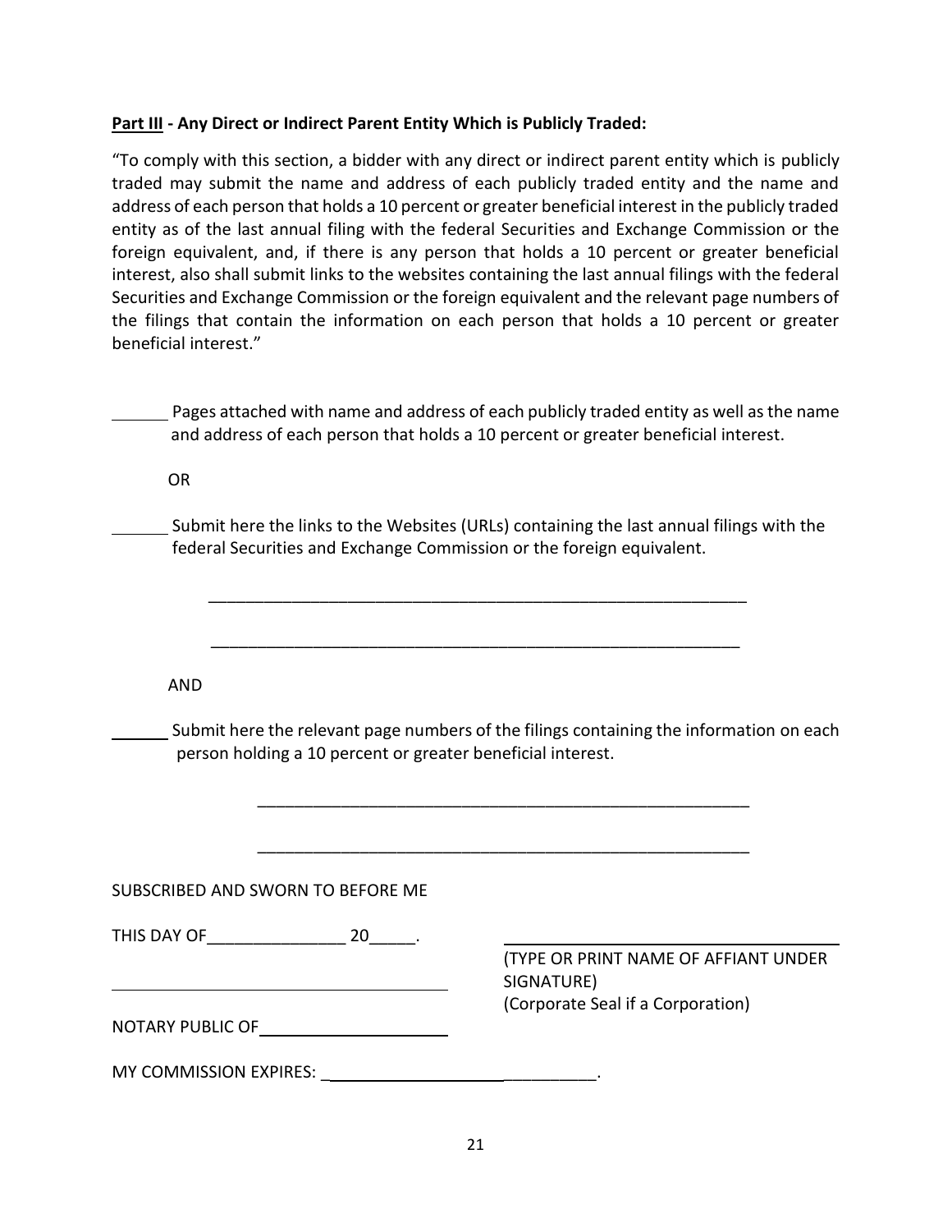**<u>Part III</u> - Any Direct or Indirect Parent Entity Which is Publicly Traded:**

"To comply with this section, a bidder with any direct or indirect parent entity which is publicly traded may submit the name and address of each publicly traded entity and the name and address of each person that holds a 10 percent or greater beneficial interest in the publicly traded entity as of the last annual filing with the federal Securities and Exchange Commission or the foreign equivalent, and, if there is any person that holds a 10 percent or greater beneficial interest, also shall submit links to the websites containing the last annual filings with the federal Securities and Exchange Commission or the foreign equivalent and the relevant page numbers of the filings that contain the information on each person that holds a 10 percent or greater beneficial interest."

______ Pages attached with name and address of each publicly traded entity as well as the name and address of each person that holds a 10 percent or greater beneficial interest.

OR

______ Submit here the links to the Websites (URLs) containing the last annual filings with the federal Securities and Exchange Commission or the foreign equivalent.

____________________________________________________________

____________________________________________________________

AND

______ Submit here the relevant page numbers of the filings containing the information on each person holding a 10 percent or greater beneficial interest.

____________________________________________________________

____________________________________________________________

SUBSCRIBED AND SWORN TO BEFORE ME

THIS DAY OF_______________ 20_____.

____________________________________

NOTARY PUBLIC OF____________________

MY COMMISSION EXPIRES: ______________________________.

____________________________________

(TYPE OR PRINT NAME OF AFFIANT UNDER SIGNATURE)

(Corporate Seal if a Corporation)